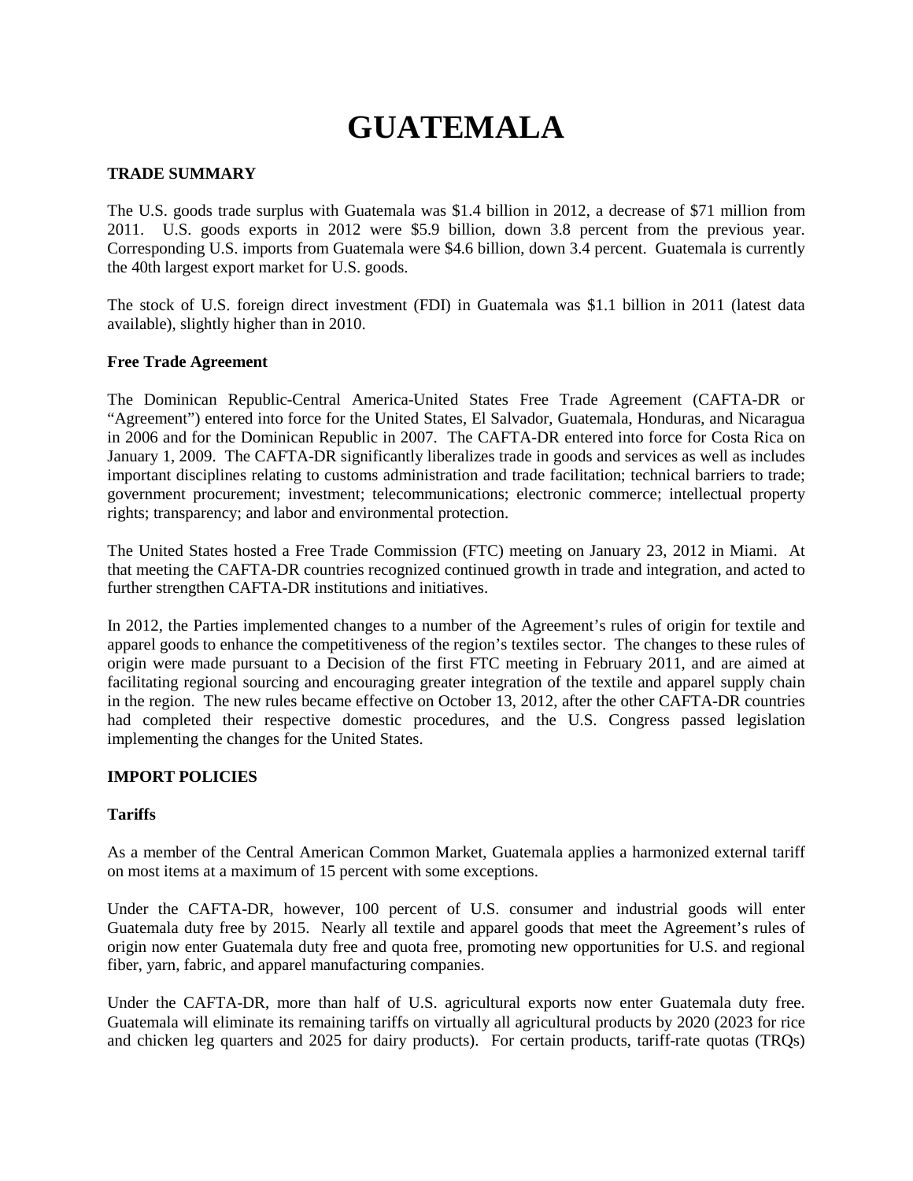# GUATEMALA

## TRADE SUMMARY

The U.S. goods trade surplus with Guatemala was $1.4 billion in 2012, a decrease of $71 million from 2011. U.S. goods exports in 2012 were $5.9 billion, down 3.8 percent from the previous year. Corresponding U.S. imports from Guatemala were $4.6 billion, down 3.4 percent. Guatemala is currently the 40th largest export market for U.S. goods.

The stock of U.S. foreign direct investment (FDI) in Guatemala was $1.1 billion in 2011 (latest data available), slightly higher than in 2010.

### Free Trade Agreement

The Dominican Republic-Central America-United States Free Trade Agreement (CAFTA-DR or "Agreement") entered into force for the United States, El Salvador, Guatemala, Honduras, and Nicaragua in 2006 and for the Dominican Republic in 2007. The CAFTA-DR entered into force for Costa Rica on January 1, 2009. The CAFTA-DR significantly liberalizes trade in goods and services as well as includes important disciplines relating to customs administration and trade facilitation; technical barriers to trade; government procurement; investment; telecommunications; electronic commerce; intellectual property rights; transparency; and labor and environmental protection.

The United States hosted a Free Trade Commission (FTC) meeting on January 23, 2012 in Miami. At that meeting the CAFTA-DR countries recognized continued growth in trade and integration, and acted to further strengthen CAFTA-DR institutions and initiatives.

In 2012, the Parties implemented changes to a number of the Agreement's rules of origin for textile and apparel goods to enhance the competitiveness of the region's textiles sector. The changes to these rules of origin were made pursuant to a Decision of the first FTC meeting in February 2011, and are aimed at facilitating regional sourcing and encouraging greater integration of the textile and apparel supply chain in the region. The new rules became effective on October 13, 2012, after the other CAFTA-DR countries had completed their respective domestic procedures, and the U.S. Congress passed legislation implementing the changes for the United States.

## IMPORT POLICIES

### Tariffs

As a member of the Central American Common Market, Guatemala applies a harmonized external tariff on most items at a maximum of 15 percent with some exceptions.

Under the CAFTA-DR, however, 100 percent of U.S. consumer and industrial goods will enter Guatemala duty free by 2015. Nearly all textile and apparel goods that meet the Agreement's rules of origin now enter Guatemala duty free and quota free, promoting new opportunities for U.S. and regional fiber, yarn, fabric, and apparel manufacturing companies.

Under the CAFTA-DR, more than half of U.S. agricultural exports now enter Guatemala duty free. Guatemala will eliminate its remaining tariffs on virtually all agricultural products by 2020 (2023 for rice and chicken leg quarters and 2025 for dairy products). For certain products, tariff-rate quotas (TRQs)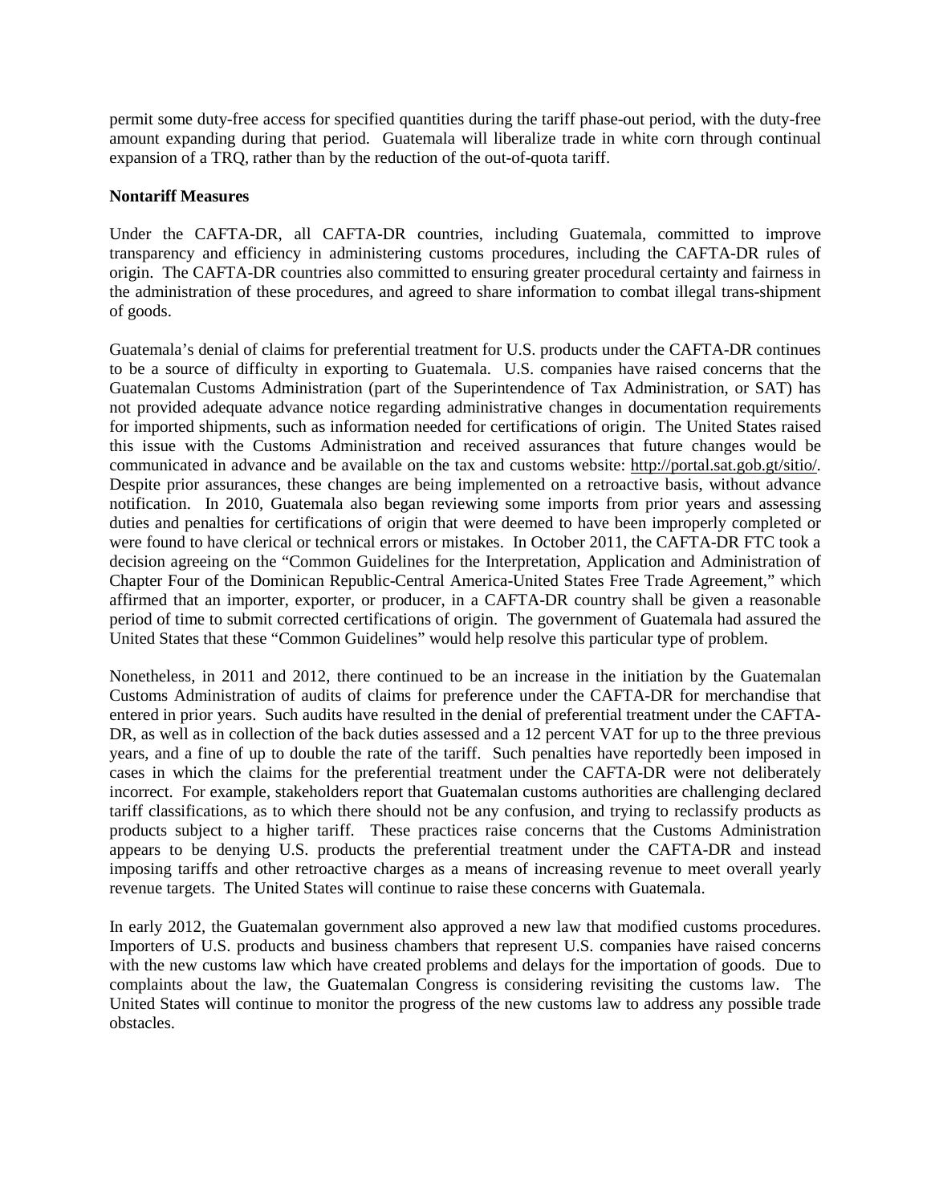permit some duty-free access for specified quantities during the tariff phase-out period, with the duty-free amount expanding during that period. Guatemala will liberalize trade in white corn through continual expansion of a TRQ, rather than by the reduction of the out-of-quota tariff.

**Nontariff Measures**

Under the CAFTA-DR, all CAFTA-DR countries, including Guatemala, committed to improve transparency and efficiency in administering customs procedures, including the CAFTA-DR rules of origin. The CAFTA-DR countries also committed to ensuring greater procedural certainty and fairness in the administration of these procedures, and agreed to share information to combat illegal trans-shipment of goods.

Guatemala's denial of claims for preferential treatment for U.S. products under the CAFTA-DR continues to be a source of difficulty in exporting to Guatemala. U.S. companies have raised concerns that the Guatemalan Customs Administration (part of the Superintendence of Tax Administration, or SAT) has not provided adequate advance notice regarding administrative changes in documentation requirements for imported shipments, such as information needed for certifications of origin. The United States raised this issue with the Customs Administration and received assurances that future changes would be communicated in advance and be available on the tax and customs website: http://portal.sat.gob.gt/sitio/. Despite prior assurances, these changes are being implemented on a retroactive basis, without advance notification. In 2010, Guatemala also began reviewing some imports from prior years and assessing duties and penalties for certifications of origin that were deemed to have been improperly completed or were found to have clerical or technical errors or mistakes. In October 2011, the CAFTA-DR FTC took a decision agreeing on the "Common Guidelines for the Interpretation, Application and Administration of Chapter Four of the Dominican Republic-Central America-United States Free Trade Agreement," which affirmed that an importer, exporter, or producer, in a CAFTA-DR country shall be given a reasonable period of time to submit corrected certifications of origin. The government of Guatemala had assured the United States that these "Common Guidelines" would help resolve this particular type of problem.

Nonetheless, in 2011 and 2012, there continued to be an increase in the initiation by the Guatemalan Customs Administration of audits of claims for preference under the CAFTA-DR for merchandise that entered in prior years. Such audits have resulted in the denial of preferential treatment under the CAFTA-DR, as well as in collection of the back duties assessed and a 12 percent VAT for up to the three previous years, and a fine of up to double the rate of the tariff. Such penalties have reportedly been imposed in cases in which the claims for the preferential treatment under the CAFTA-DR were not deliberately incorrect. For example, stakeholders report that Guatemalan customs authorities are challenging declared tariff classifications, as to which there should not be any confusion, and trying to reclassify products as products subject to a higher tariff. These practices raise concerns that the Customs Administration appears to be denying U.S. products the preferential treatment under the CAFTA-DR and instead imposing tariffs and other retroactive charges as a means of increasing revenue to meet overall yearly revenue targets. The United States will continue to raise these concerns with Guatemala.

In early 2012, the Guatemalan government also approved a new law that modified customs procedures. Importers of U.S. products and business chambers that represent U.S. companies have raised concerns with the new customs law which have created problems and delays for the importation of goods. Due to complaints about the law, the Guatemalan Congress is considering revisiting the customs law. The United States will continue to monitor the progress of the new customs law to address any possible trade obstacles.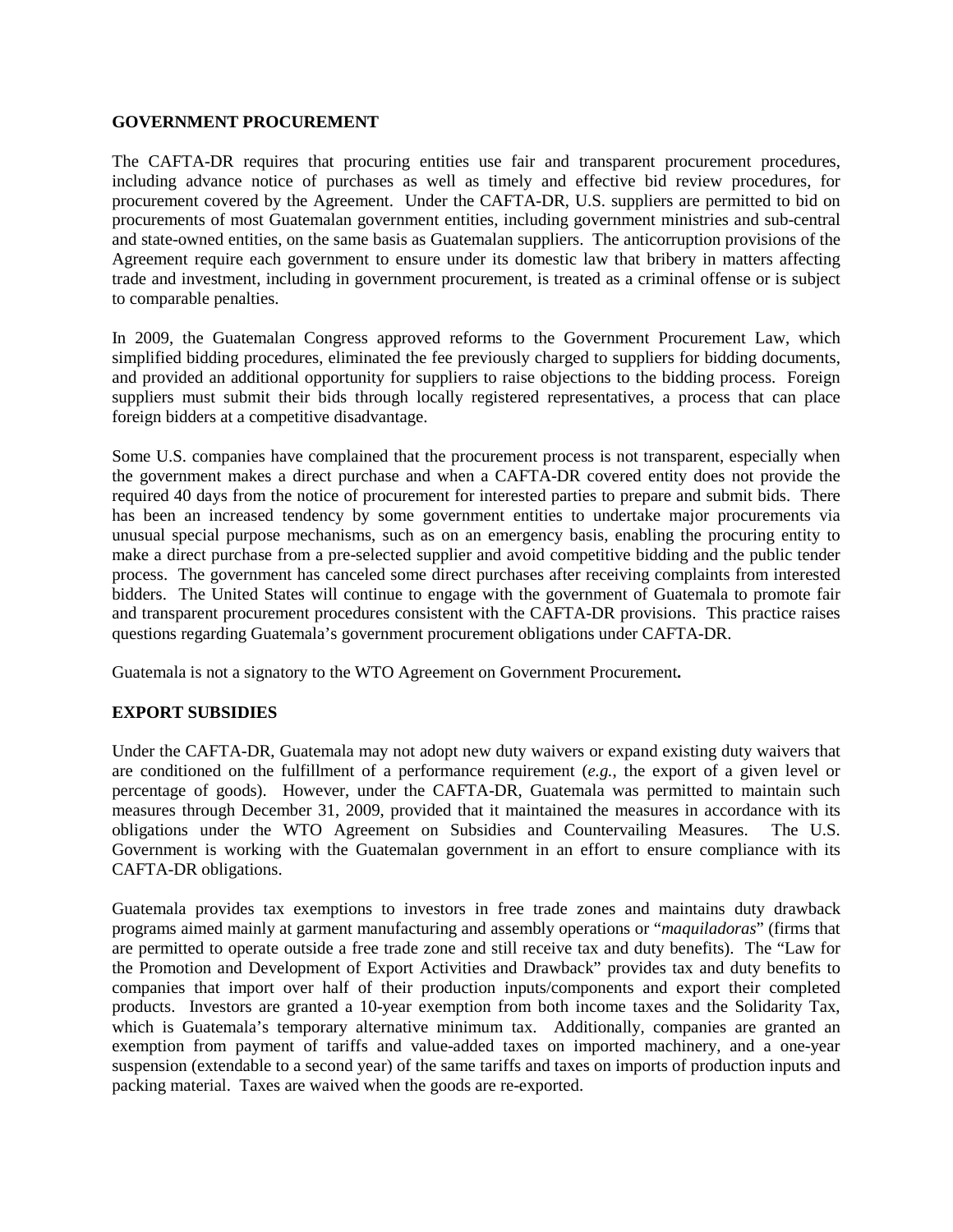## GOVERNMENT PROCUREMENT

The CAFTA-DR requires that procuring entities use fair and transparent procurement procedures, including advance notice of purchases as well as timely and effective bid review procedures, for procurement covered by the Agreement. Under the CAFTA-DR, U.S. suppliers are permitted to bid on procurements of most Guatemalan government entities, including government ministries and sub-central and state-owned entities, on the same basis as Guatemalan suppliers. The anticorruption provisions of the Agreement require each government to ensure under its domestic law that bribery in matters affecting trade and investment, including in government procurement, is treated as a criminal offense or is subject to comparable penalties.

In 2009, the Guatemalan Congress approved reforms to the Government Procurement Law, which simplified bidding procedures, eliminated the fee previously charged to suppliers for bidding documents, and provided an additional opportunity for suppliers to raise objections to the bidding process. Foreign suppliers must submit their bids through locally registered representatives, a process that can place foreign bidders at a competitive disadvantage.

Some U.S. companies have complained that the procurement process is not transparent, especially when the government makes a direct purchase and when a CAFTA-DR covered entity does not provide the required 40 days from the notice of procurement for interested parties to prepare and submit bids. There has been an increased tendency by some government entities to undertake major procurements via unusual special purpose mechanisms, such as on an emergency basis, enabling the procuring entity to make a direct purchase from a pre-selected supplier and avoid competitive bidding and the public tender process. The government has canceled some direct purchases after receiving complaints from interested bidders. The United States will continue to engage with the government of Guatemala to promote fair and transparent procurement procedures consistent with the CAFTA-DR provisions. This practice raises questions regarding Guatemala's government procurement obligations under CAFTA-DR.

Guatemala is not a signatory to the WTO Agreement on Government Procurement**.**

## EXPORT SUBSIDIES

Under the CAFTA-DR, Guatemala may not adopt new duty waivers or expand existing duty waivers that are conditioned on the fulfillment of a performance requirement (*e.g.*, the export of a given level or percentage of goods). However, under the CAFTA-DR, Guatemala was permitted to maintain such measures through December 31, 2009, provided that it maintained the measures in accordance with its obligations under the WTO Agreement on Subsidies and Countervailing Measures. The U.S. Government is working with the Guatemalan government in an effort to ensure compliance with its CAFTA-DR obligations.

Guatemala provides tax exemptions to investors in free trade zones and maintains duty drawback programs aimed mainly at garment manufacturing and assembly operations or "*maquiladoras*" (firms that are permitted to operate outside a free trade zone and still receive tax and duty benefits). The "Law for the Promotion and Development of Export Activities and Drawback" provides tax and duty benefits to companies that import over half of their production inputs/components and export their completed products. Investors are granted a 10-year exemption from both income taxes and the Solidarity Tax, which is Guatemala's temporary alternative minimum tax. Additionally, companies are granted an exemption from payment of tariffs and value-added taxes on imported machinery, and a one-year suspension (extendable to a second year) of the same tariffs and taxes on imports of production inputs and packing material. Taxes are waived when the goods are re-exported.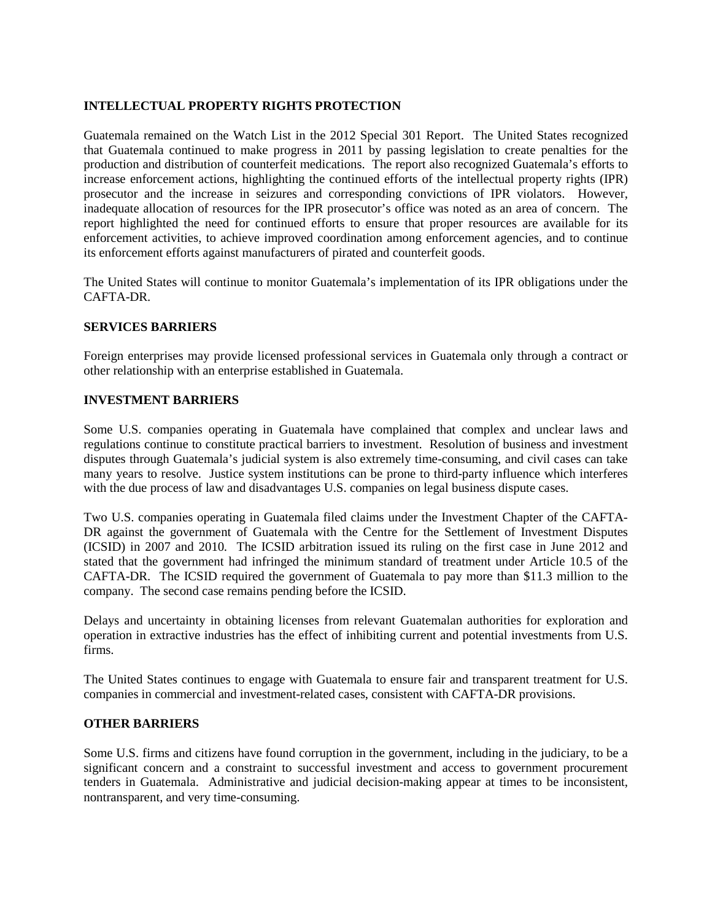## INTELLECTUAL PROPERTY RIGHTS PROTECTION

Guatemala remained on the Watch List in the 2012 Special 301 Report. The United States recognized that Guatemala continued to make progress in 2011 by passing legislation to create penalties for the production and distribution of counterfeit medications. The report also recognized Guatemala's efforts to increase enforcement actions, highlighting the continued efforts of the intellectual property rights (IPR) prosecutor and the increase in seizures and corresponding convictions of IPR violators. However, inadequate allocation of resources for the IPR prosecutor's office was noted as an area of concern. The report highlighted the need for continued efforts to ensure that proper resources are available for its enforcement activities, to achieve improved coordination among enforcement agencies, and to continue its enforcement efforts against manufacturers of pirated and counterfeit goods.

The United States will continue to monitor Guatemala's implementation of its IPR obligations under the CAFTA-DR.

## SERVICES BARRIERS

Foreign enterprises may provide licensed professional services in Guatemala only through a contract or other relationship with an enterprise established in Guatemala.

## INVESTMENT BARRIERS

Some U.S. companies operating in Guatemala have complained that complex and unclear laws and regulations continue to constitute practical barriers to investment. Resolution of business and investment disputes through Guatemala's judicial system is also extremely time-consuming, and civil cases can take many years to resolve. Justice system institutions can be prone to third-party influence which interferes with the due process of law and disadvantages U.S. companies on legal business dispute cases.

Two U.S. companies operating in Guatemala filed claims under the Investment Chapter of the CAFTA-DR against the government of Guatemala with the Centre for the Settlement of Investment Disputes (ICSID) in 2007 and 2010. The ICSID arbitration issued its ruling on the first case in June 2012 and stated that the government had infringed the minimum standard of treatment under Article 10.5 of the CAFTA-DR. The ICSID required the government of Guatemala to pay more than \$11.3 million to the company. The second case remains pending before the ICSID.

Delays and uncertainty in obtaining licenses from relevant Guatemalan authorities for exploration and operation in extractive industries has the effect of inhibiting current and potential investments from U.S. firms.

The United States continues to engage with Guatemala to ensure fair and transparent treatment for U.S. companies in commercial and investment-related cases, consistent with CAFTA-DR provisions.

## OTHER BARRIERS

Some U.S. firms and citizens have found corruption in the government, including in the judiciary, to be a significant concern and a constraint to successful investment and access to government procurement tenders in Guatemala. Administrative and judicial decision-making appear at times to be inconsistent, nontransparent, and very time-consuming.